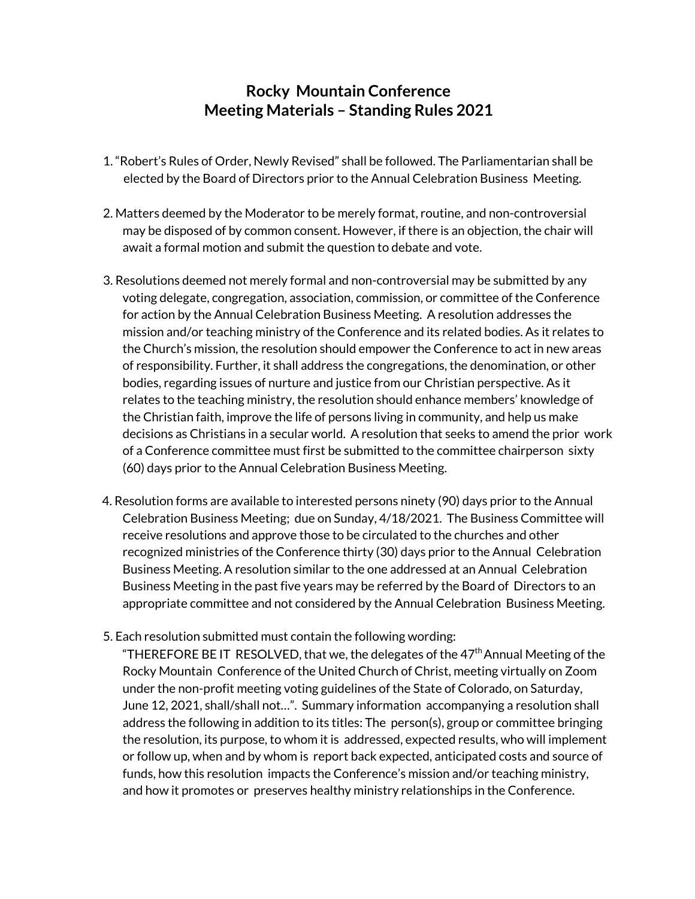# Rocky Mountain Conference
# Meeting Materials – Standing Rules 2021

1. "Robert's Rules of Order, Newly Revised" shall be followed. The Parliamentarian shall be elected by the Board of Directors prior to the Annual Celebration Business Meeting.

2. Matters deemed by the Moderator to be merely format, routine, and non-controversial may be disposed of by common consent. However, if there is an objection, the chair will await a formal motion and submit the question to debate and vote.

3. Resolutions deemed not merely formal and non-controversial may be submitted by any voting delegate, congregation, association, commission, or committee of the Conference for action by the Annual Celebration Business Meeting. A resolution addresses the mission and/or teaching ministry of the Conference and its related bodies. As it relates to the Church's mission, the resolution should empower the Conference to act in new areas of responsibility. Further, it shall address the congregations, the denomination, or other bodies, regarding issues of nurture and justice from our Christian perspective. As it relates to the teaching ministry, the resolution should enhance members' knowledge of the Christian faith, improve the life of persons living in community, and help us make decisions as Christians in a secular world. A resolution that seeks to amend the prior work of a Conference committee must first be submitted to the committee chairperson sixty (60) days prior to the Annual Celebration Business Meeting.

4. Resolution forms are available to interested persons ninety (90) days prior to the Annual Celebration Business Meeting; due on Sunday, 4/18/2021. The Business Committee will receive resolutions and approve those to be circulated to the churches and other recognized ministries of the Conference thirty (30) days prior to the Annual Celebration Business Meeting. A resolution similar to the one addressed at an Annual Celebration Business Meeting in the past five years may be referred by the Board of Directors to an appropriate committee and not considered by the Annual Celebration Business Meeting.

5. Each resolution submitted must contain the following wording: "THEREFORE BE IT RESOLVED, that we, the delegates of the 47th Annual Meeting of the Rocky Mountain Conference of the United Church of Christ, meeting virtually on Zoom under the non-profit meeting voting guidelines of the State of Colorado, on Saturday, June 12, 2021, shall/shall not…". Summary information accompanying a resolution shall address the following in addition to its titles: The person(s), group or committee bringing the resolution, its purpose, to whom it is addressed, expected results, who will implement or follow up, when and by whom is report back expected, anticipated costs and source of funds, how this resolution impacts the Conference's mission and/or teaching ministry, and how it promotes or preserves healthy ministry relationships in the Conference.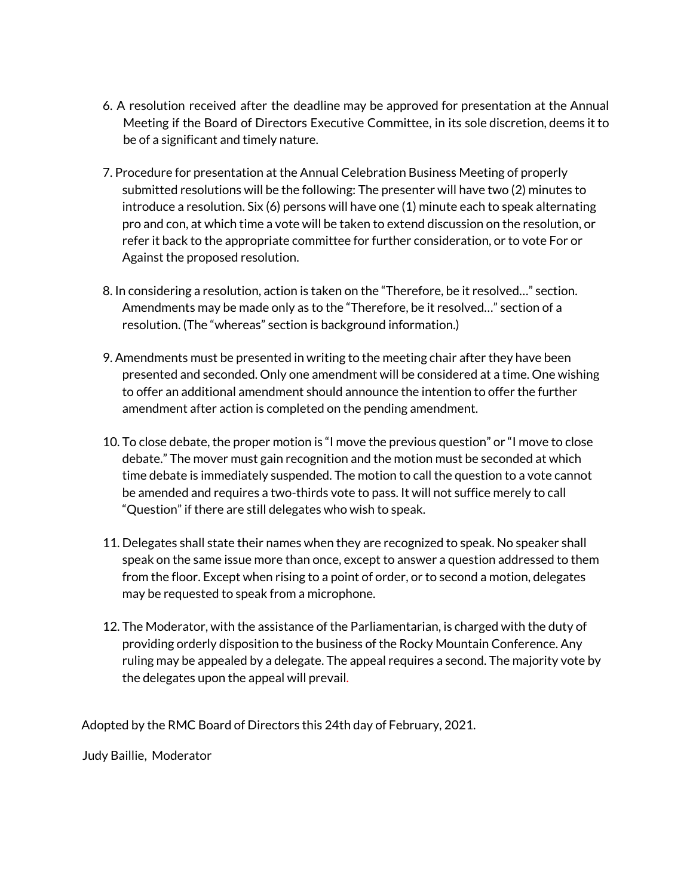6. A resolution received after the deadline may be approved for presentation at the Annual Meeting if the Board of Directors Executive Committee, in its sole discretion, deems it to be of a significant and timely nature.

7. Procedure for presentation at the Annual Celebration Business Meeting of properly submitted resolutions will be the following: The presenter will have two (2) minutes to introduce a resolution. Six (6) persons will have one (1) minute each to speak alternating pro and con, at which time a vote will be taken to extend discussion on the resolution, or refer it back to the appropriate committee for further consideration, or to vote For or Against the proposed resolution.

8. In considering a resolution, action is taken on the "Therefore, be it resolved…" section. Amendments may be made only as to the "Therefore, be it resolved…" section of a resolution. (The "whereas" section is background information.)

9. Amendments must be presented in writing to the meeting chair after they have been presented and seconded. Only one amendment will be considered at a time. One wishing to offer an additional amendment should announce the intention to offer the further amendment after action is completed on the pending amendment.

10. To close debate, the proper motion is "I move the previous question" or "I move to close debate." The mover must gain recognition and the motion must be seconded at which time debate is immediately suspended. The motion to call the question to a vote cannot be amended and requires a two-thirds vote to pass. It will not suffice merely to call "Question" if there are still delegates who wish to speak.

11. Delegates shall state their names when they are recognized to speak. No speaker shall speak on the same issue more than once, except to answer a question addressed to them from the floor. Except when rising to a point of order, or to second a motion, delegates may be requested to speak from a microphone.

12. The Moderator, with the assistance of the Parliamentarian, is charged with the duty of providing orderly disposition to the business of the Rocky Mountain Conference. Any ruling may be appealed by a delegate. The appeal requires a second. The majority vote by the delegates upon the appeal will prevail.

Adopted by the RMC Board of Directors this 24th day of February, 2021.

Judy Baillie, Moderator